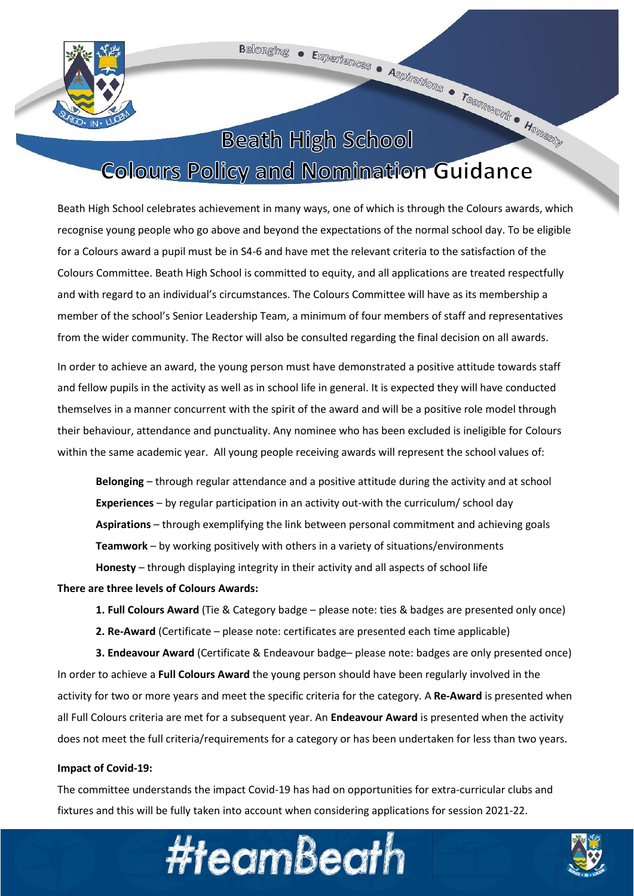# Beath High School
## Colours Policy and Nomination Guidance

Beath High School celebrates achievement in many ways, one of which is through the Colours awards, which recognise young people who go above and beyond the expectations of the normal school day. To be eligible for a Colours award a pupil must be in S4-6 and have met the relevant criteria to the satisfaction of the Colours Committee. Beath High School is committed to equity, and all applications are treated respectfully and with regard to an individual's circumstances. The Colours Committee will have as its membership a member of the school's Senior Leadership Team, a minimum of four members of staff and representatives from the wider community. The Rector will also be consulted regarding the final decision on all awards.

In order to achieve an award, the young person must have demonstrated a positive attitude towards staff and fellow pupils in the activity as well as in school life in general. It is expected they will have conducted themselves in a manner concurrent with the spirit of the award and will be a positive role model through their behaviour, attendance and punctuality. Any nominee who has been excluded is ineligible for Colours within the same academic year. All young people receiving awards will represent the school values of:

**Belonging** – through regular attendance and a positive attitude during the activity and at school
**Experiences** – by regular participation in an activity out-with the curriculum/ school day
**Aspirations** – through exemplifying the link between personal commitment and achieving goals
**Teamwork** – by working positively with others in a variety of situations/environments
**Honesty** – through displaying integrity in their activity and all aspects of school life

**There are three levels of Colours Awards:**

1. **Full Colours Award** (Tie & Category badge – please note: ties & badges are presented only once)
2. **Re-Award** (Certificate – please note: certificates are presented each time applicable)
3. **Endeavour Award** (Certificate & Endeavour badge– please note: badges are only presented once)

In order to achieve a **Full Colours Award** the young person should have been regularly involved in the activity for two or more years and meet the specific criteria for the category. A **Re-Award** is presented when all Full Colours criteria are met for a subsequent year. An **Endeavour Award** is presented when the activity does not meet the full criteria/requirements for a category or has been undertaken for less than two years.

**Impact of Covid-19:**

The committee understands the impact Covid-19 has had on opportunities for extra-curricular clubs and fixtures and this will be fully taken into account when considering applications for session 2021-22.

#teamBeath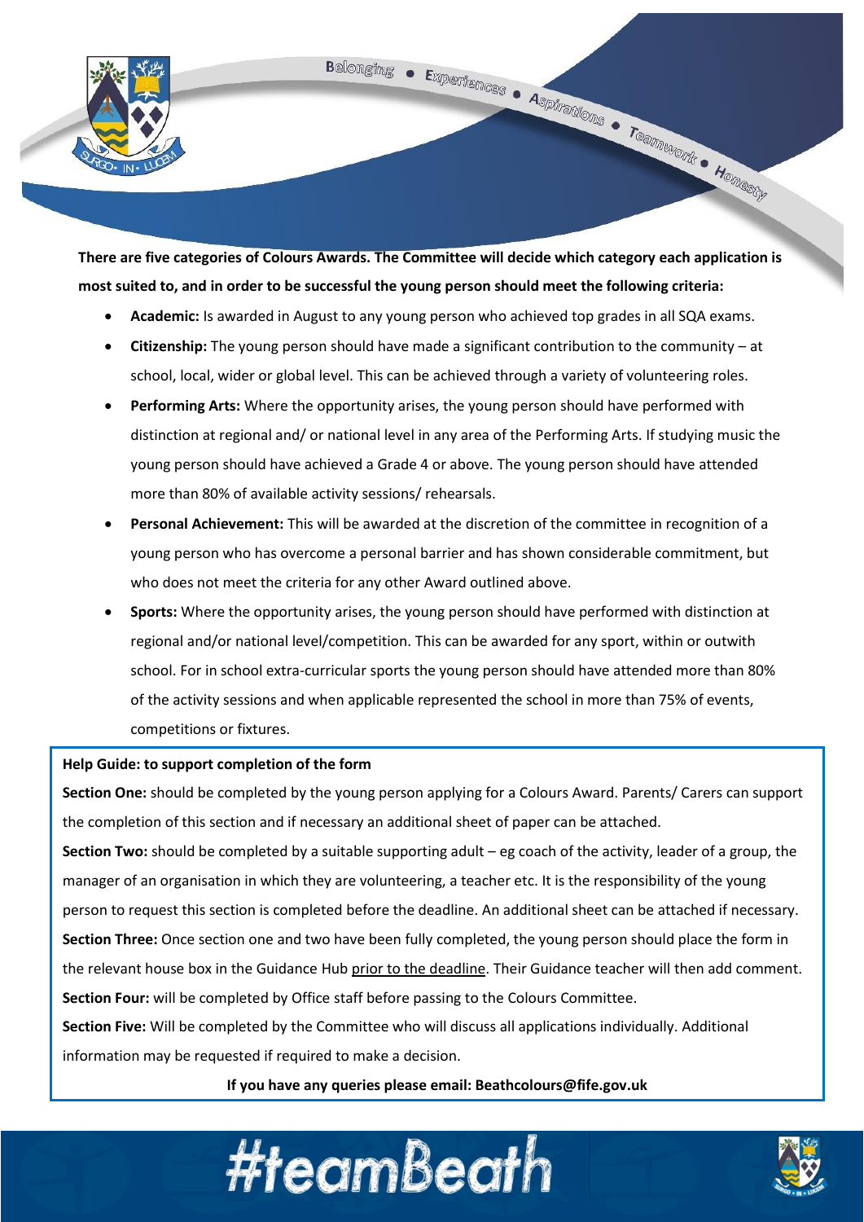**There are five categories of Colours Awards. The Committee will decide which category each application is most suited to, and in order to be successful the young person should meet the following criteria:**

- **Academic:** Is awarded in August to any young person who achieved top grades in all SQA exams.
- **Citizenship:** The young person should have made a significant contribution to the community – at school, local, wider or global level. This can be achieved through a variety of volunteering roles.
- **Performing Arts:** Where the opportunity arises, the young person should have performed with distinction at regional and/ or national level in any area of the Performing Arts. If studying music the young person should have achieved a Grade 4 or above. The young person should have attended more than 80% of available activity sessions/ rehearsals.
- **Personal Achievement:** This will be awarded at the discretion of the committee in recognition of a young person who has overcome a personal barrier and has shown considerable commitment, but who does not meet the criteria for any other Award outlined above.
- **Sports:** Where the opportunity arises, the young person should have performed with distinction at regional and/or national level/competition. This can be awarded for any sport, within or outwith school. For in school extra-curricular sports the young person should have attended more than 80% of the activity sessions and when applicable represented the school in more than 75% of events, competitions or fixtures.

**Help Guide: to support completion of the form**

**Section One:** should be completed by the young person applying for a Colours Award. Parents/ Carers can support the completion of this section and if necessary an additional sheet of paper can be attached.

**Section Two:** should be completed by a suitable supporting adult – eg coach of the activity, leader of a group, the manager of an organisation in which they are volunteering, a teacher etc. It is the responsibility of the young person to request this section is completed before the deadline. An additional sheet can be attached if necessary.

**Section Three:** Once section one and two have been fully completed, the young person should place the form in the relevant house box in the Guidance Hub prior to the deadline. Their Guidance teacher will then add comment.

**Section Four:** will be completed by Office staff before passing to the Colours Committee.

**Section Five:** Will be completed by the Committee who will discuss all applications individually. Additional information may be requested if required to make a decision.

**If you have any queries please email: Beathcolours@fife.gov.uk**

#teamBeath